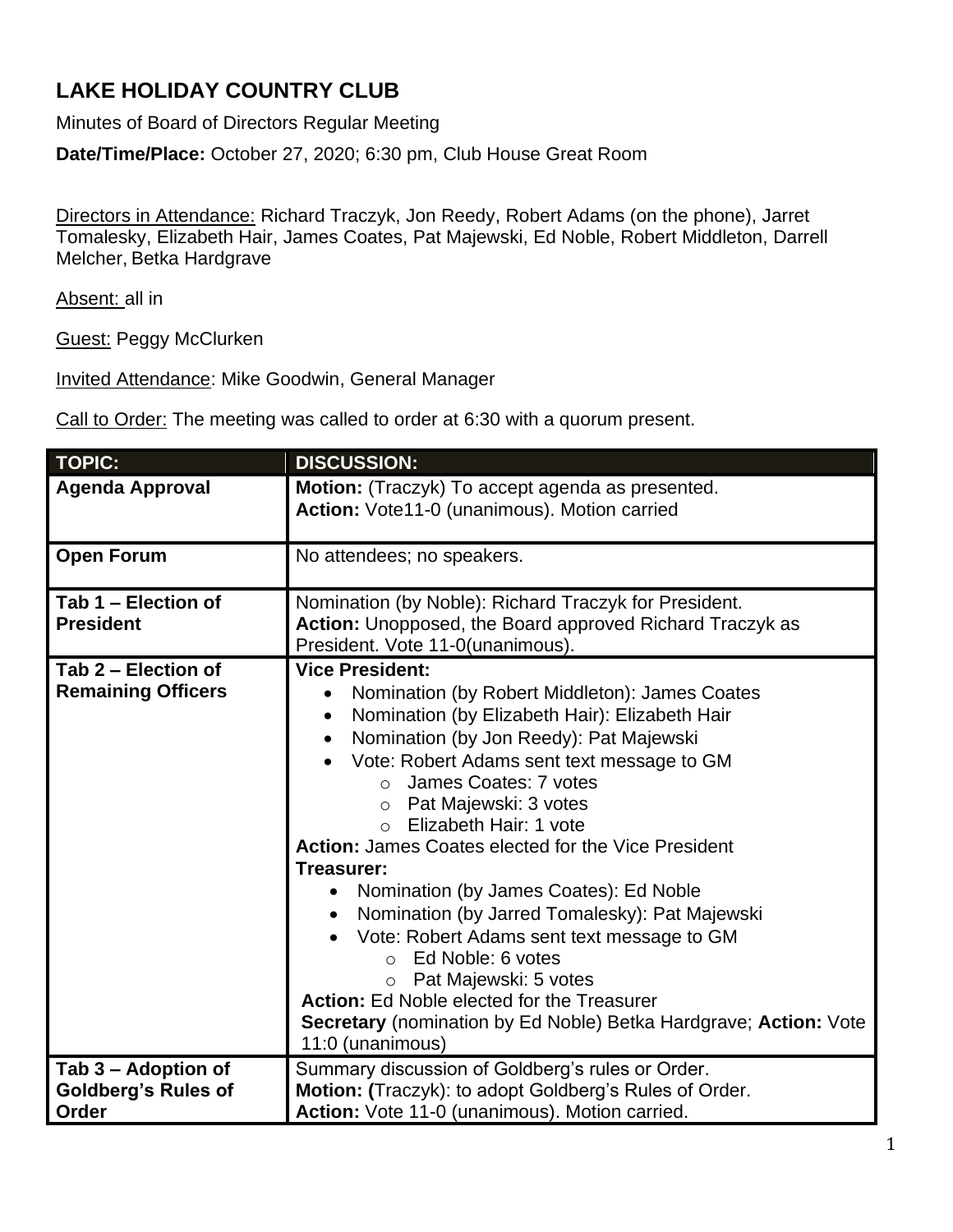# LAKE HOLIDAY COUNTRY CLUB

Minutes of Board of Directors Regular Meeting

**Date/Time/Place:** October 27, 2020; 6:30 pm, Club House Great Room

Directors in Attendance: Richard Traczyk, Jon Reedy, Robert Adams (on the phone), Jarret Tomalesky, Elizabeth Hair, James Coates, Pat Majewski, Ed Noble, Robert Middleton, Darrell Melcher, Betka Hardgrave

Absent: all in

Guest: Peggy McClurken

Invited Attendance: Mike Goodwin, General Manager

Call to Order: The meeting was called to order at 6:30 with a quorum present.

| TOPIC: | DISCUSSION: |
|---|---|
| **Agenda Approval** | **Motion:** (Traczyk) To accept agenda as presented.<br>**Action:** Vote11-0 (unanimous). Motion carried |
| **Open Forum** | No attendees; no speakers. |
| **Tab 1 – Election of President** | Nomination (by Noble): Richard Traczyk for President.<br>**Action:** Unopposed, the Board approved Richard Traczyk as President. Vote 11-0(unanimous). |
| **Tab 2 – Election of Remaining Officers** | **Vice President:**<br>• Nomination (by Robert Middleton): James Coates<br>• Nomination (by Elizabeth Hair): Elizabeth Hair<br>• Nomination (by Jon Reedy): Pat Majewski<br>• Vote: Robert Adams sent text message to GM<br>&nbsp;&nbsp;&nbsp;&nbsp;○ James Coates: 7 votes<br>&nbsp;&nbsp;&nbsp;&nbsp;○ Pat Majewski: 3 votes<br>&nbsp;&nbsp;&nbsp;&nbsp;○ Elizabeth Hair: 1 vote<br>**Action:** James Coates elected for the Vice President<br>**Treasurer:**<br>• Nomination (by James Coates): Ed Noble<br>• Nomination (by Jarred Tomalesky): Pat Majewski<br>• Vote: Robert Adams sent text message to GM<br>&nbsp;&nbsp;&nbsp;&nbsp;○ Ed Noble: 6 votes<br>&nbsp;&nbsp;&nbsp;&nbsp;○ Pat Majewski: 5 votes<br>**Action:** Ed Noble elected for the Treasurer<br>**Secretary** (nomination by Ed Noble) Betka Hardgrave; **Action:** Vote 11:0 (unanimous) |
| **Tab 3 – Adoption of Goldberg's Rules of Order** | Summary discussion of Goldberg's rules or Order.<br>**Motion: (**Traczyk): to adopt Goldberg's Rules of Order.<br>**Action:** Vote 11-0 (unanimous). Motion carried. |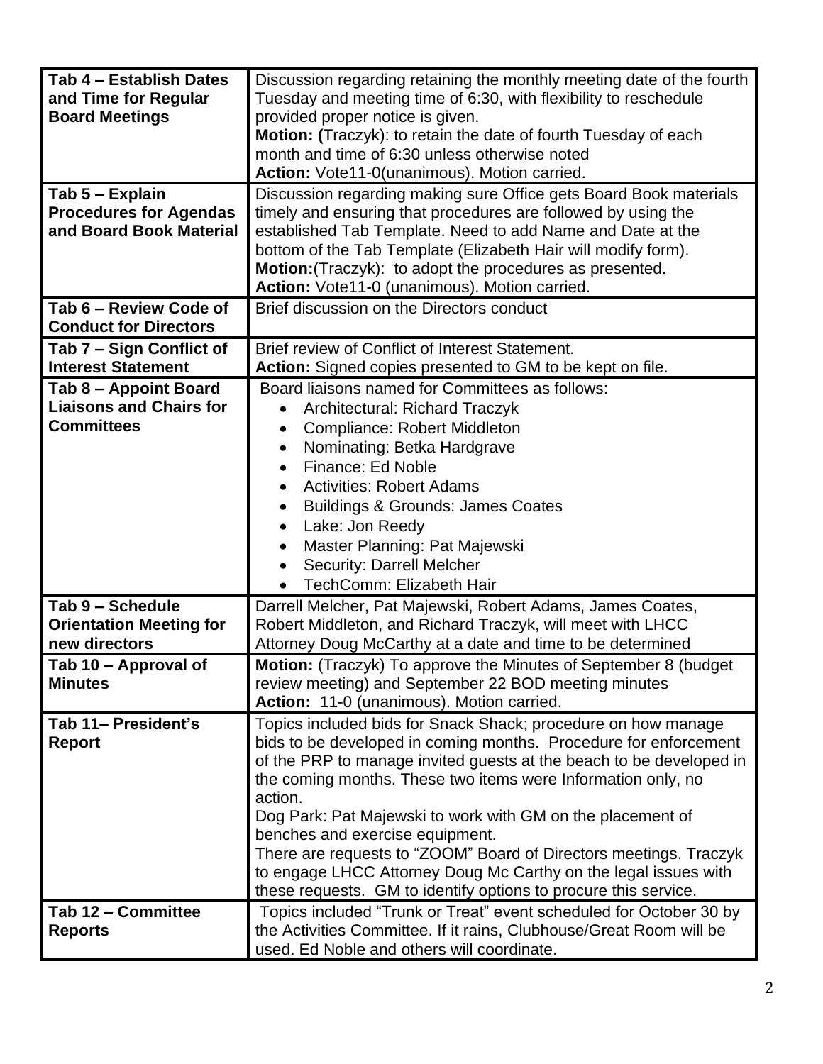| | |
|---|---|
| **Tab 4 – Establish Dates and Time for Regular Board Meetings** | Discussion regarding retaining the monthly meeting date of the fourth Tuesday and meeting time of 6:30, with flexibility to reschedule provided proper notice is given.<br>**Motion: (**Traczyk): to retain the date of fourth Tuesday of each month and time of 6:30 unless otherwise noted<br>**Action:** Vote11-0(unanimous). Motion carried. |
| **Tab 5 – Explain Procedures for Agendas and Board Book Material** | Discussion regarding making sure Office gets Board Book materials timely and ensuring that procedures are followed by using the established Tab Template. Need to add Name and Date at the bottom of the Tab Template (Elizabeth Hair will modify form).<br>**Motion:**(Traczyk): to adopt the procedures as presented.<br>**Action:** Vote11-0 (unanimous). Motion carried. |
| **Tab 6 – Review Code of Conduct for Directors** | Brief discussion on the Directors conduct |
| **Tab 7 – Sign Conflict of Interest Statement** | Brief review of Conflict of Interest Statement.<br>**Action:** Signed copies presented to GM to be kept on file. |
| **Tab 8 – Appoint Board Liaisons and Chairs for Committees** | Board liaisons named for Committees as follows:<br>• Architectural: Richard Traczyk<br>• Compliance: Robert Middleton<br>• Nominating: Betka Hardgrave<br>• Finance: Ed Noble<br>• Activities: Robert Adams<br>• Buildings & Grounds: James Coates<br>• Lake: Jon Reedy<br>• Master Planning: Pat Majewski<br>• Security: Darrell Melcher<br>• TechComm: Elizabeth Hair |
| **Tab 9 – Schedule Orientation Meeting for new directors** | Darrell Melcher, Pat Majewski, Robert Adams, James Coates, Robert Middleton, and Richard Traczyk, will meet with LHCC Attorney Doug McCarthy at a date and time to be determined |
| **Tab 10 – Approval of Minutes** | **Motion:** (Traczyk) To approve the Minutes of September 8 (budget review meeting) and September 22 BOD meeting minutes<br>**Action:** 11-0 (unanimous). Motion carried. |
| **Tab 11– President's Report** | Topics included bids for Snack Shack; procedure on how manage bids to be developed in coming months. Procedure for enforcement of the PRP to manage invited guests at the beach to be developed in the coming months. These two items were Information only, no action.<br>Dog Park: Pat Majewski to work with GM on the placement of benches and exercise equipment.<br>There are requests to "ZOOM" Board of Directors meetings. Traczyk to engage LHCC Attorney Doug Mc Carthy on the legal issues with these requests. GM to identify options to procure this service. |
| **Tab 12 – Committee Reports** | Topics included "Trunk or Treat" event scheduled for October 30 by the Activities Committee. If it rains, Clubhouse/Great Room will be used. Ed Noble and others will coordinate. |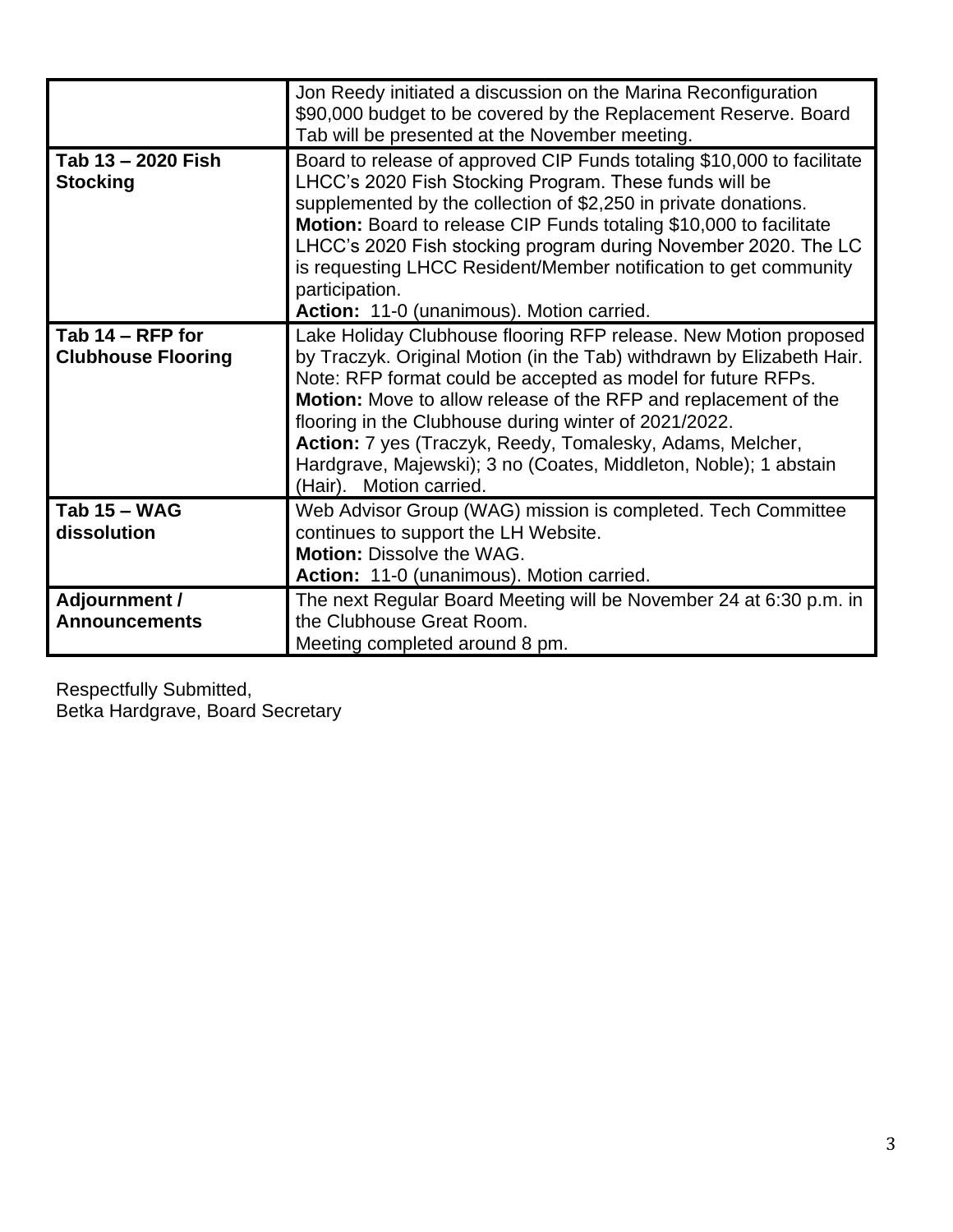| | |
|---|---|
| | Jon Reedy initiated a discussion on the Marina Reconfiguration $90,000 budget to be covered by the Replacement Reserve. Board Tab will be presented at the November meeting. |
| **Tab 13 – 2020 Fish Stocking** | Board to release of approved CIP Funds totaling $10,000 to facilitate LHCC's 2020 Fish Stocking Program. These funds will be supplemented by the collection of $2,250 in private donations.<br>**Motion:** Board to release CIP Funds totaling $10,000 to facilitate LHCC's 2020 Fish stocking program during November 2020. The LC is requesting LHCC Resident/Member notification to get community participation.<br>**Action:** 11-0 (unanimous). Motion carried. |
| **Tab 14 – RFP for Clubhouse Flooring** | Lake Holiday Clubhouse flooring RFP release. New Motion proposed by Traczyk. Original Motion (in the Tab) withdrawn by Elizabeth Hair. Note: RFP format could be accepted as model for future RFPs.<br>**Motion:** Move to allow release of the RFP and replacement of the flooring in the Clubhouse during winter of 2021/2022.<br>**Action:** 7 yes (Traczyk, Reedy, Tomalesky, Adams, Melcher, Hardgrave, Majewski); 3 no (Coates, Middleton, Noble); 1 abstain (Hair). Motion carried. |
| **Tab 15 – WAG dissolution** | Web Advisor Group (WAG) mission is completed. Tech Committee continues to support the LH Website.<br>**Motion:** Dissolve the WAG.<br>**Action:** 11-0 (unanimous). Motion carried. |
| **Adjournment / Announcements** | The next Regular Board Meeting will be November 24 at 6:30 p.m. in the Clubhouse Great Room.<br>Meeting completed around 8 pm. |

Respectfully Submitted,
Betka Hardgrave, Board Secretary